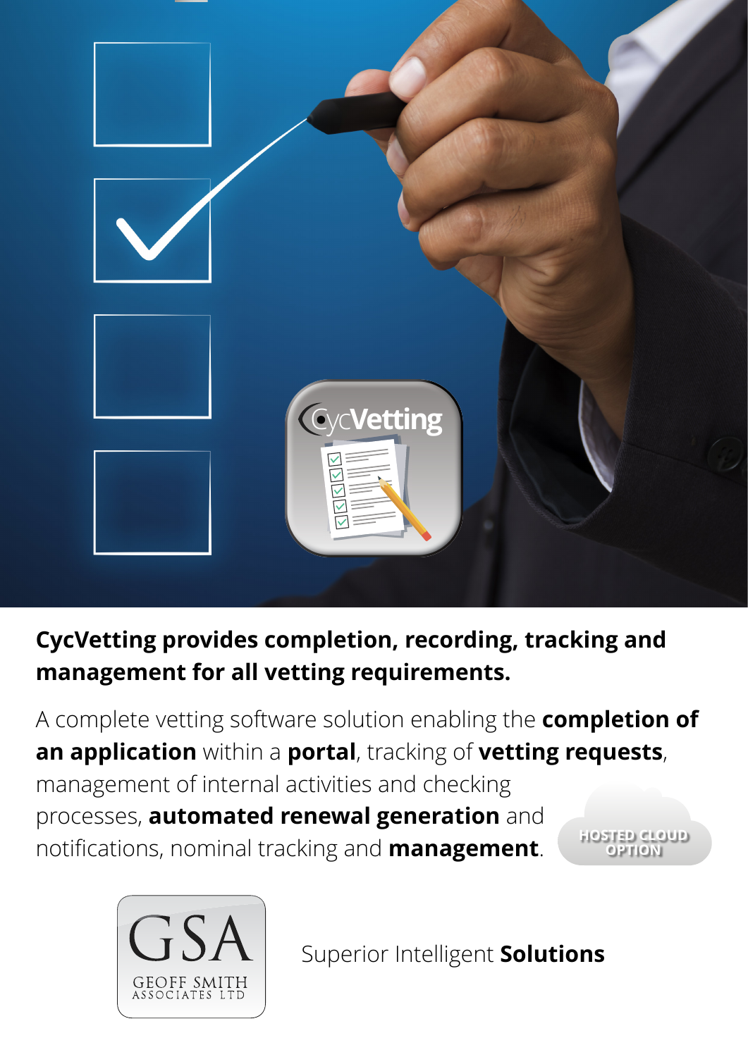CycVetting

**CycVetting provides completion, recording, tracking and management for all vetting requirements.**

A complete vetting software solution enabling the **completion of an application** within a **portal**, tracking of **vetting requests**, management of internal activities and checking processes, **automated renewal generation** and notifications, nominal tracking and **management**.

HOSTED CLOUD OPTION

GSA
GEOFF SMITH ASSOCIATES LTD

Superior Intelligent **Solutions**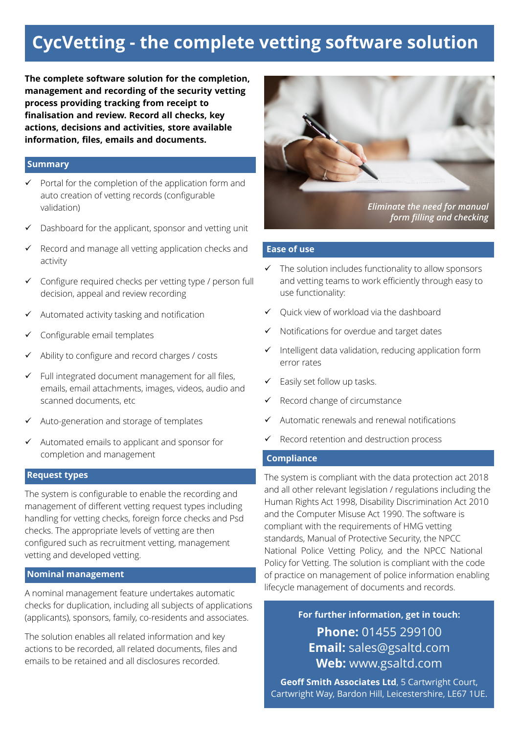# CycVetting - the complete vetting software solution

**The complete software solution for the completion, management and recording of the security vetting process providing tracking from receipt to finalisation and review. Record all checks, key actions, decisions and activities, store available information, files, emails and documents.**

## Summary

- ✓ Portal for the completion of the application form and auto creation of vetting records (configurable validation)
- ✓ Dashboard for the applicant, sponsor and vetting unit
- ✓ Record and manage all vetting application checks and activity
- ✓ Configure required checks per vetting type / person full decision, appeal and review recording
- ✓ Automated activity tasking and notification
- ✓ Configurable email templates
- ✓ Ability to configure and record charges / costs
- ✓ Full integrated document management for all files, emails, email attachments, images, videos, audio and scanned documents, etc
- ✓ Auto-generation and storage of templates
- ✓ Automated emails to applicant and sponsor for completion and management

## Request types

The system is configurable to enable the recording and management of different vetting request types including handling for vetting checks, foreign force checks and Psd checks. The appropriate levels of vetting are then configured such as recruitment vetting, management vetting and developed vetting.

## Nominal management

A nominal management feature undertakes automatic checks for duplication, including all subjects of applications (applicants), sponsors, family, co-residents and associates.

The solution enables all related information and key actions to be recorded, all related documents, files and emails to be retained and all disclosures recorded.

*Eliminate the need for manual form filling and checking*

## Ease of use

- ✓ The solution includes functionality to allow sponsors and vetting teams to work efficiently through easy to use functionality:
- ✓ Quick view of workload via the dashboard
- ✓ Notifications for overdue and target dates
- ✓ Intelligent data validation, reducing application form error rates
- ✓ Easily set follow up tasks.
- ✓ Record change of circumstance
- ✓ Automatic renewals and renewal notifications
- ✓ Record retention and destruction process

## Compliance

The system is compliant with the data protection act 2018 and all other relevant legislation / regulations including the Human Rights Act 1998, Disability Discrimination Act 2010 and the Computer Misuse Act 1990. The software is compliant with the requirements of HMG vetting standards, Manual of Protective Security, the NPCC National Police Vetting Policy, and the NPCC National Policy for Vetting. The solution is compliant with the code of practice on management of police information enabling lifecycle management of documents and records.

**For further information, get in touch:**

**Phone:** 01455 299100
**Email:** sales@gsaltd.com
**Web:** www.gsaltd.com

**Geoff Smith Associates Ltd**, 5 Cartwright Court, Cartwright Way, Bardon Hill, Leicestershire, LE67 1UE.